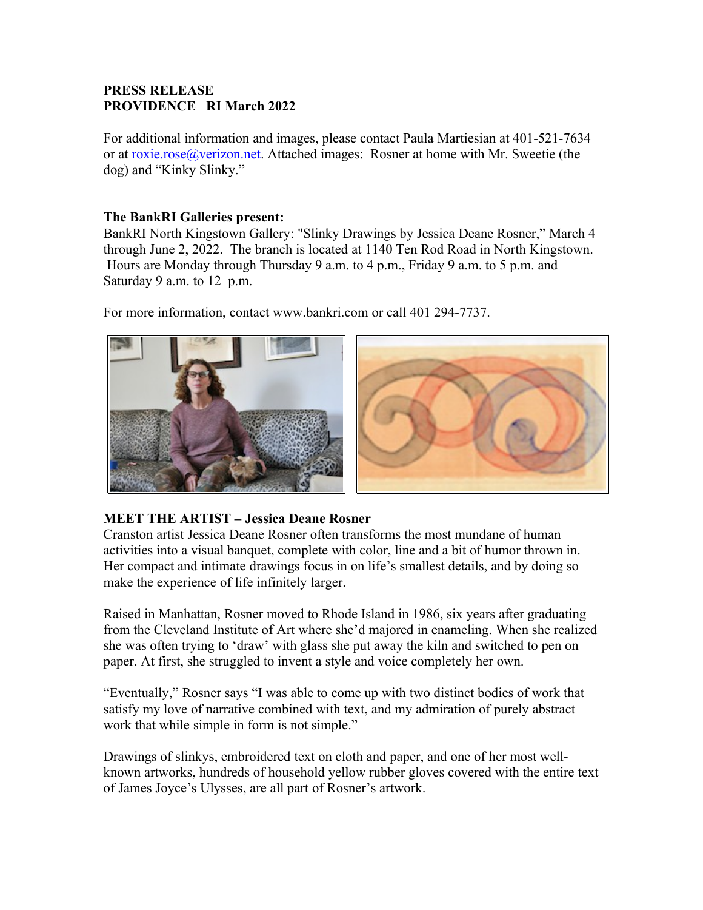**PRESS RELEASE**
**PROVIDENCE RI March 2022**

For additional information and images, please contact Paula Martiesian at 401-521-7634 or at roxie.rose@verizon.net. Attached images: Rosner at home with Mr. Sweetie (the dog) and "Kinky Slinky."

**The BankRI Galleries present:**
BankRI North Kingstown Gallery: "Slinky Drawings by Jessica Deane Rosner," March 4 through June 2, 2022. The branch is located at 1140 Ten Rod Road in North Kingstown. Hours are Monday through Thursday 9 a.m. to 4 p.m., Friday 9 a.m. to 5 p.m. and Saturday 9 a.m. to 12 p.m.

For more information, contact www.bankri.com or call 401 294-7737.

**MEET THE ARTIST – Jessica Deane Rosner**
Cranston artist Jessica Deane Rosner often transforms the most mundane of human activities into a visual banquet, complete with color, line and a bit of humor thrown in. Her compact and intimate drawings focus in on life's smallest details, and by doing so make the experience of life infinitely larger.

Raised in Manhattan, Rosner moved to Rhode Island in 1986, six years after graduating from the Cleveland Institute of Art where she'd majored in enameling. When she realized she was often trying to 'draw' with glass she put away the kiln and switched to pen on paper. At first, she struggled to invent a style and voice completely her own.

"Eventually," Rosner says "I was able to come up with two distinct bodies of work that satisfy my love of narrative combined with text, and my admiration of purely abstract work that while simple in form is not simple."

Drawings of slinkys, embroidered text on cloth and paper, and one of her most well-known artworks, hundreds of household yellow rubber gloves covered with the entire text of James Joyce's Ulysses, are all part of Rosner's artwork.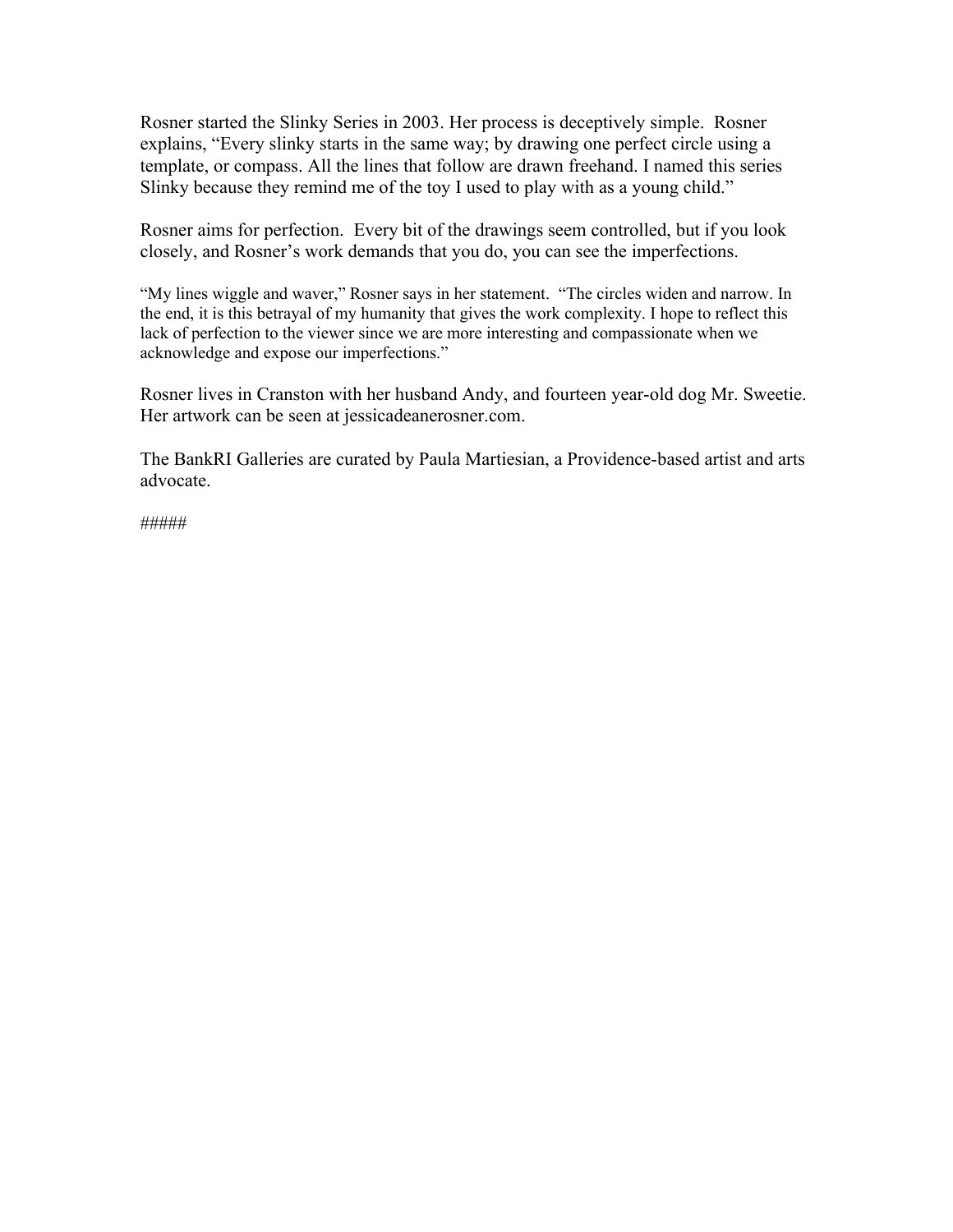Rosner started the Slinky Series in 2003. Her process is deceptively simple. Rosner explains, "Every slinky starts in the same way; by drawing one perfect circle using a template, or compass. All the lines that follow are drawn freehand. I named this series Slinky because they remind me of the toy I used to play with as a young child."

Rosner aims for perfection. Every bit of the drawings seem controlled, but if you look closely, and Rosner's work demands that you do, you can see the imperfections.

"My lines wiggle and waver," Rosner says in her statement. "The circles widen and narrow. In the end, it is this betrayal of my humanity that gives the work complexity. I hope to reflect this lack of perfection to the viewer since we are more interesting and compassionate when we acknowledge and expose our imperfections."

Rosner lives in Cranston with her husband Andy, and fourteen year-old dog Mr. Sweetie. Her artwork can be seen at jessicadeanerosner.com.

The BankRI Galleries are curated by Paula Martiesian, a Providence-based artist and arts advocate.

#####